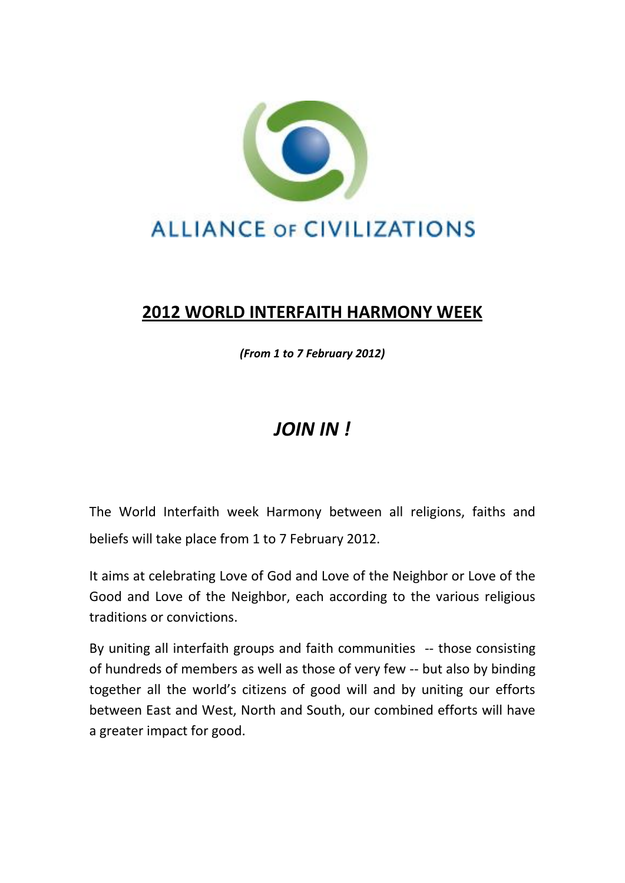ALLIANCE OF CIVILIZATIONS

# 2012 WORLD INTERFAITH HARMONY WEEK

***(From 1 to 7 February 2012)***

## *JOIN IN !*

The World Interfaith week Harmony between all religions, faiths and beliefs will take place from 1 to 7 February 2012.

It aims at celebrating Love of God and Love of the Neighbor or Love of the Good and Love of the Neighbor, each according to the various religious traditions or convictions.

By uniting all interfaith groups and faith communities -- those consisting of hundreds of members as well as those of very few -- but also by binding together all the world's citizens of good will and by uniting our efforts between East and West, North and South, our combined efforts will have a greater impact for good.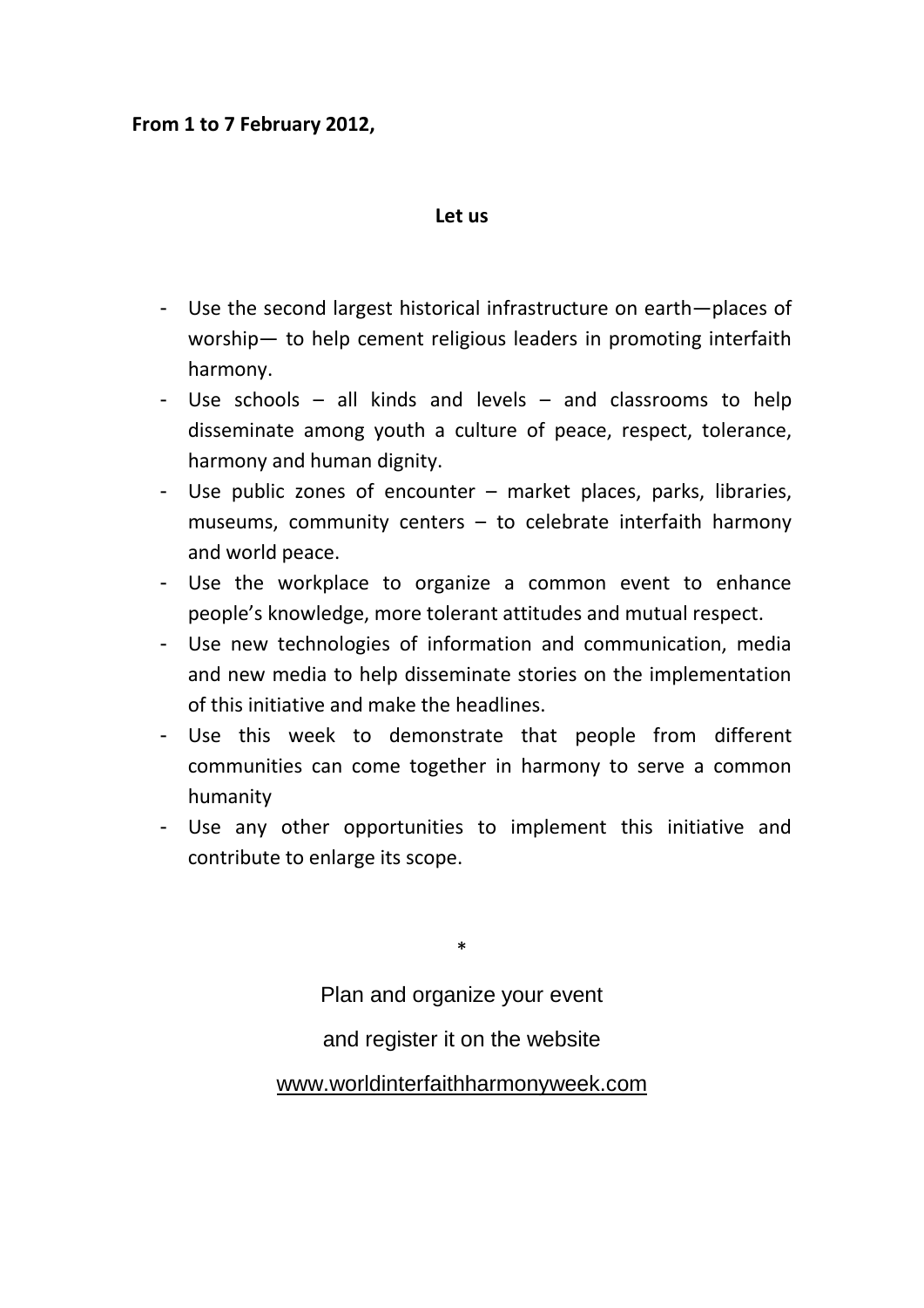**From 1 to 7 February 2012,**

**Let us**

- Use the second largest historical infrastructure on earth—places of worship— to help cement religious leaders in promoting interfaith harmony.
- Use schools – all kinds and levels – and classrooms to help disseminate among youth a culture of peace, respect, tolerance, harmony and human dignity.
- Use public zones of encounter – market places, parks, libraries, museums, community centers – to celebrate interfaith harmony and world peace.
- Use the workplace to organize a common event to enhance people's knowledge, more tolerant attitudes and mutual respect.
- Use new technologies of information and communication, media and new media to help disseminate stories on the implementation of this initiative and make the headlines.
- Use this week to demonstrate that people from different communities can come together in harmony to serve a common humanity
- Use any other opportunities to implement this initiative and contribute to enlarge its scope.

*

Plan and organize your event

and register it on the website

www.worldinterfaithharmonyweek.com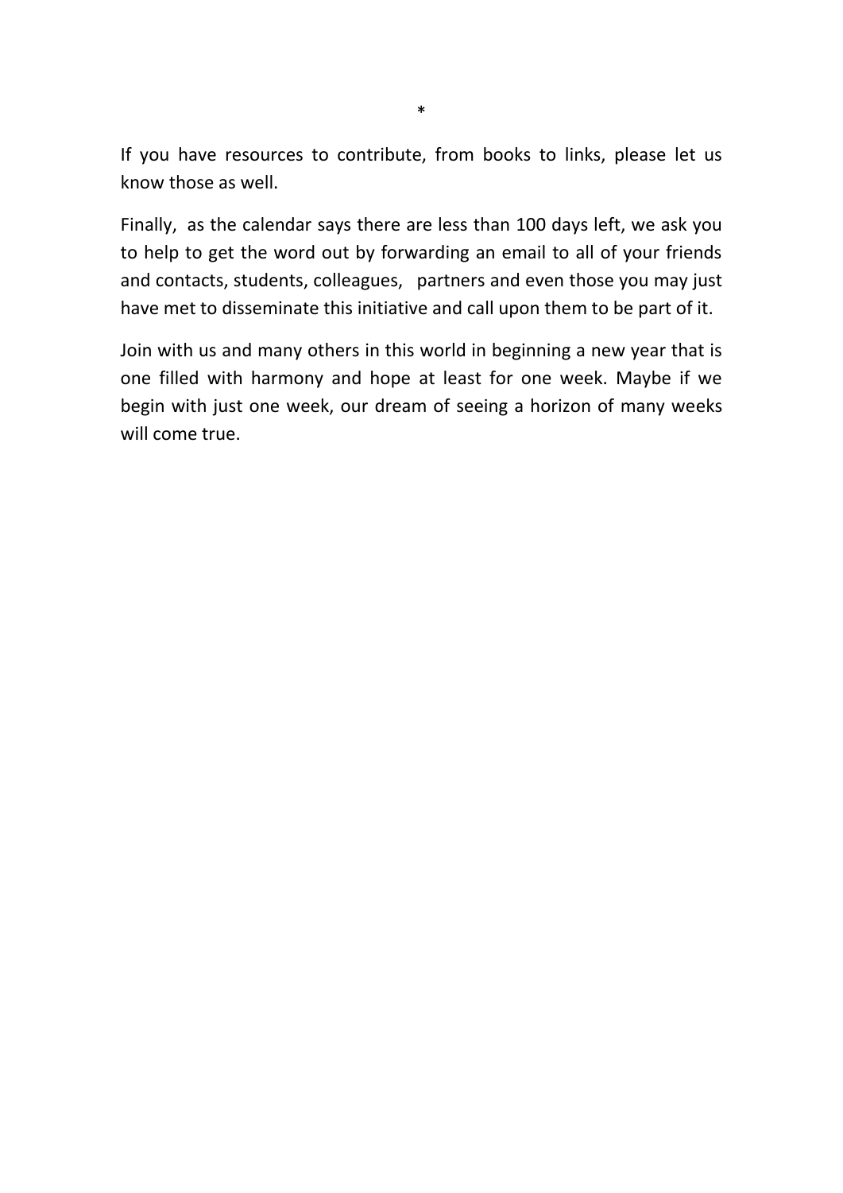*

If you have resources to contribute, from books to links, please let us know those as well.

Finally, as the calendar says there are less than 100 days left, we ask you to help to get the word out by forwarding an email to all of your friends and contacts, students, colleagues, partners and even those you may just have met to disseminate this initiative and call upon them to be part of it.

Join with us and many others in this world in beginning a new year that is one filled with harmony and hope at least for one week. Maybe if we begin with just one week, our dream of seeing a horizon of many weeks will come true.